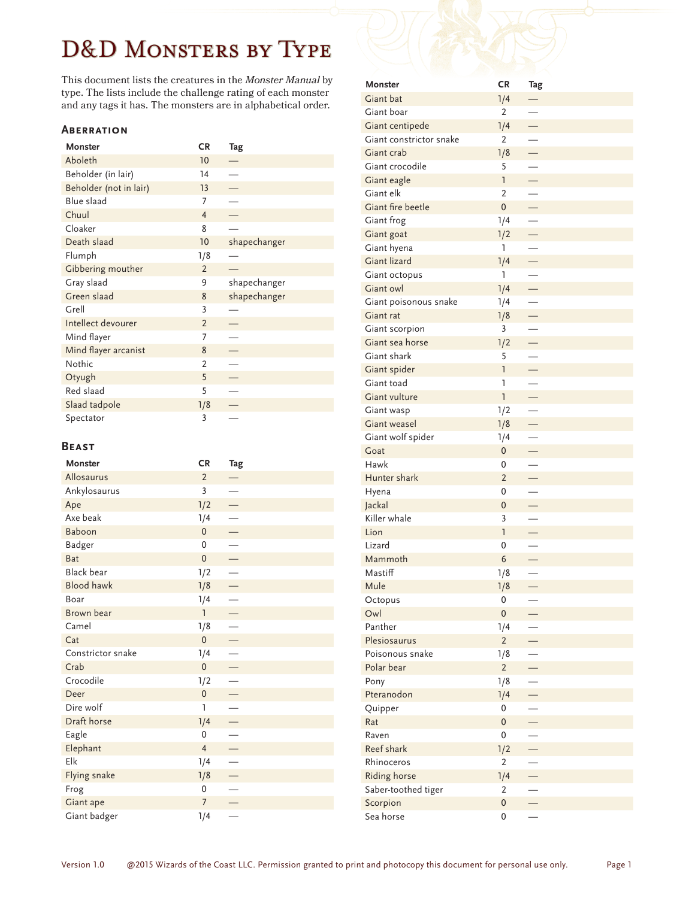# D&D Monsters by Type

This document lists the creatures in the *Monster Manual* by type. The lists include the challenge rating of each monster and any tags it has. The monsters are in alphabetical order.

## Aberration

| Monster | CR | Tag |
|---|---|---|
| Aboleth | 10 | — |
| Beholder (in lair) | 14 | — |
| Beholder (not in lair) | 13 | — |
| Blue slaad | 7 | — |
| Chuul | 4 | — |
| Cloaker | 8 | — |
| Death slaad | 10 | shapechanger |
| Flumph | 1/8 | — |
| Gibbering mouther | 2 | — |
| Gray slaad | 9 | shapechanger |
| Green slaad | 8 | shapechanger |
| Grell | 3 | — |
| Intellect devourer | 2 | — |
| Mind flayer | 7 | — |
| Mind flayer arcanist | 8 | — |
| Nothic | 2 | — |
| Otyugh | 5 | — |
| Red slaad | 5 | — |
| Slaad tadpole | 1/8 | — |
| Spectator | 3 | — |

## Beast

| Monster | CR | Tag |
|---|---|---|
| Allosaurus | 2 | — |
| Ankylosaurus | 3 | — |
| Ape | 1/2 | — |
| Axe beak | 1/4 | — |
| Baboon | 0 | — |
| Badger | 0 | — |
| Bat | 0 | — |
| Black bear | 1/2 | — |
| Blood hawk | 1/8 | — |
| Boar | 1/4 | — |
| Brown bear | 1 | — |
| Camel | 1/8 | — |
| Cat | 0 | — |
| Constrictor snake | 1/4 | — |
| Crab | 0 | — |
| Crocodile | 1/2 | — |
| Deer | 0 | — |
| Dire wolf | 1 | — |
| Draft horse | 1/4 | — |
| Eagle | 0 | — |
| Elephant | 4 | — |
| Elk | 1/4 | — |
| Flying snake | 1/8 | — |
| Frog | 0 | — |
| Giant ape | 7 | — |
| Giant badger | 1/4 | — |
| Giant bat | 1/4 | — |
| Giant boar | 2 | — |
| Giant centipede | 1/4 | — |
| Giant constrictor snake | 2 | — |
| Giant crab | 1/8 | — |
| Giant crocodile | 5 | — |
| Giant eagle | 1 | — |
| Giant elk | 2 | — |
| Giant fire beetle | 0 | — |
| Giant frog | 1/4 | — |
| Giant goat | 1/2 | — |
| Giant hyena | 1 | — |
| Giant lizard | 1/4 | — |
| Giant octopus | 1 | — |
| Giant owl | 1/4 | — |
| Giant poisonous snake | 1/4 | — |
| Giant rat | 1/8 | — |
| Giant scorpion | 3 | — |
| Giant sea horse | 1/2 | — |
| Giant shark | 5 | — |
| Giant spider | 1 | — |
| Giant toad | 1 | — |
| Giant vulture | 1 | — |
| Giant wasp | 1/2 | — |
| Giant weasel | 1/8 | — |
| Giant wolf spider | 1/4 | — |
| Goat | 0 | — |
| Hawk | 0 | — |
| Hunter shark | 2 | — |
| Hyena | 0 | — |
| Jackal | 0 | — |
| Killer whale | 3 | — |
| Lion | 1 | — |
| Lizard | 0 | — |
| Mammoth | 6 | — |
| Mastiff | 1/8 | — |
| Mule | 1/8 | — |
| Octopus | 0 | — |
| Owl | 0 | — |
| Panther | 1/4 | — |
| Plesiosaurus | 2 | — |
| Poisonous snake | 1/8 | — |
| Polar bear | 2 | — |
| Pony | 1/8 | — |
| Pteranodon | 1/4 | — |
| Quipper | 0 | — |
| Rat | 0 | — |
| Raven | 0 | — |
| Reef shark | 1/2 | — |
| Rhinoceros | 2 | — |
| Riding horse | 1/4 | — |
| Saber-toothed tiger | 2 | — |
| Scorpion | 0 | — |
| Sea horse | 0 | — |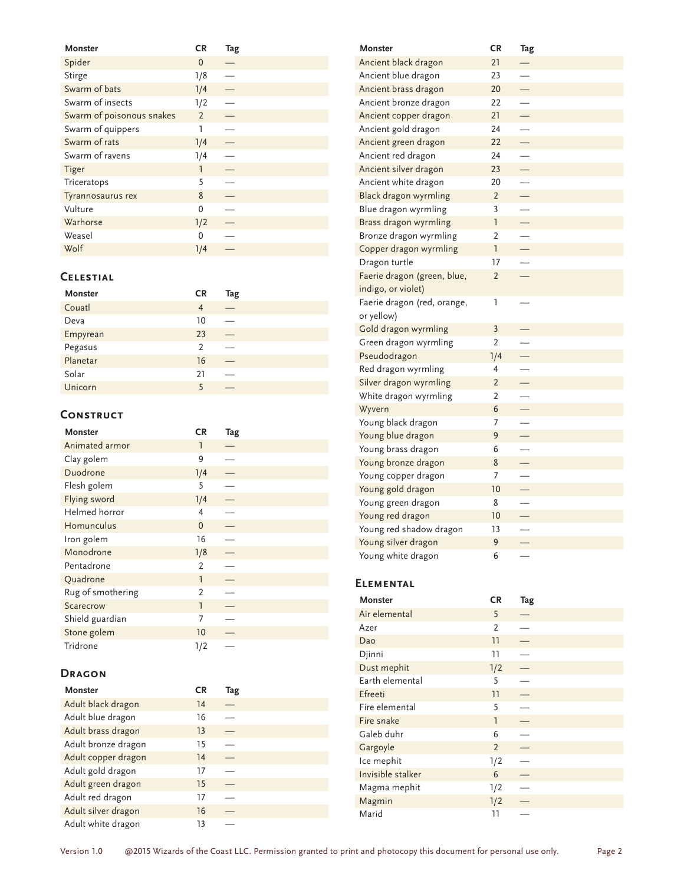| Monster | CR | Tag |
|---|---|---|
| Spider | 0 | — |
| Stirge | 1/8 | — |
| Swarm of bats | 1/4 | — |
| Swarm of insects | 1/2 | — |
| Swarm of poisonous snakes | 2 | — |
| Swarm of quippers | 1 | — |
| Swarm of rats | 1/4 | — |
| Swarm of ravens | 1/4 | — |
| Tiger | 1 | — |
| Triceratops | 5 | — |
| Tyrannosaurus rex | 8 | — |
| Vulture | 0 | — |
| Warhorse | 1/2 | — |
| Weasel | 0 | — |
| Wolf | 1/4 | — |

## Celestial

| Monster | CR | Tag |
|---|---|---|
| Couatl | 4 | — |
| Deva | 10 | — |
| Empyrean | 23 | — |
| Pegasus | 2 | — |
| Planetar | 16 | — |
| Solar | 21 | — |
| Unicorn | 5 | — |

## Construct

| Monster | CR | Tag |
|---|---|---|
| Animated armor | 1 | — |
| Clay golem | 9 | — |
| Duodrone | 1/4 | — |
| Flesh golem | 5 | — |
| Flying sword | 1/4 | — |
| Helmed horror | 4 | — |
| Homunculus | 0 | — |
| Iron golem | 16 | — |
| Monodrone | 1/8 | — |
| Pentadrone | 2 | — |
| Quadrone | 1 | — |
| Rug of smothering | 2 | — |
| Scarecrow | 1 | — |
| Shield guardian | 7 | — |
| Stone golem | 10 | — |
| Tridrone | 1/2 | — |

## Dragon

| Monster | CR | Tag |
|---|---|---|
| Adult black dragon | 14 | — |
| Adult blue dragon | 16 | — |
| Adult brass dragon | 13 | — |
| Adult bronze dragon | 15 | — |
| Adult copper dragon | 14 | — |
| Adult gold dragon | 17 | — |
| Adult green dragon | 15 | — |
| Adult red dragon | 17 | — |
| Adult silver dragon | 16 | — |
| Adult white dragon | 13 | — |
| Ancient black dragon | 21 | — |
| Ancient blue dragon | 23 | — |
| Ancient brass dragon | 20 | — |
| Ancient bronze dragon | 22 | — |
| Ancient copper dragon | 21 | — |
| Ancient gold dragon | 24 | — |
| Ancient green dragon | 22 | — |
| Ancient red dragon | 24 | — |
| Ancient silver dragon | 23 | — |
| Ancient white dragon | 20 | — |
| Black dragon wyrmling | 2 | — |
| Blue dragon wyrmling | 3 | — |
| Brass dragon wyrmling | 1 | — |
| Bronze dragon wyrmling | 2 | — |
| Copper dragon wyrmling | 1 | — |
| Dragon turtle | 17 | — |
| Faerie dragon (green, blue, indigo, or violet) | 2 | — |
| Faerie dragon (red, orange, or yellow) | 1 | — |
| Gold dragon wyrmling | 3 | — |
| Green dragon wyrmling | 2 | — |
| Pseudodragon | 1/4 | — |
| Red dragon wyrmling | 4 | — |
| Silver dragon wyrmling | 2 | — |
| White dragon wyrmling | 2 | — |
| Wyvern | 6 | — |
| Young black dragon | 7 | — |
| Young blue dragon | 9 | — |
| Young brass dragon | 6 | — |
| Young bronze dragon | 8 | — |
| Young copper dragon | 7 | — |
| Young gold dragon | 10 | — |
| Young green dragon | 8 | — |
| Young red dragon | 10 | — |
| Young red shadow dragon | 13 | — |
| Young silver dragon | 9 | — |
| Young white dragon | 6 | — |

## Elemental

| Monster | CR | Tag |
|---|---|---|
| Air elemental | 5 | — |
| Azer | 2 | — |
| Dao | 11 | — |
| Djinni | 11 | — |
| Dust mephit | 1/2 | — |
| Earth elemental | 5 | — |
| Efreeti | 11 | — |
| Fire elemental | 5 | — |
| Fire snake | 1 | — |
| Galeb duhr | 6 | — |
| Gargoyle | 2 | — |
| Ice mephit | 1/2 | — |
| Invisible stalker | 6 | — |
| Magma mephit | 1/2 | — |
| Magmin | 1/2 | — |
| Marid | 11 | — |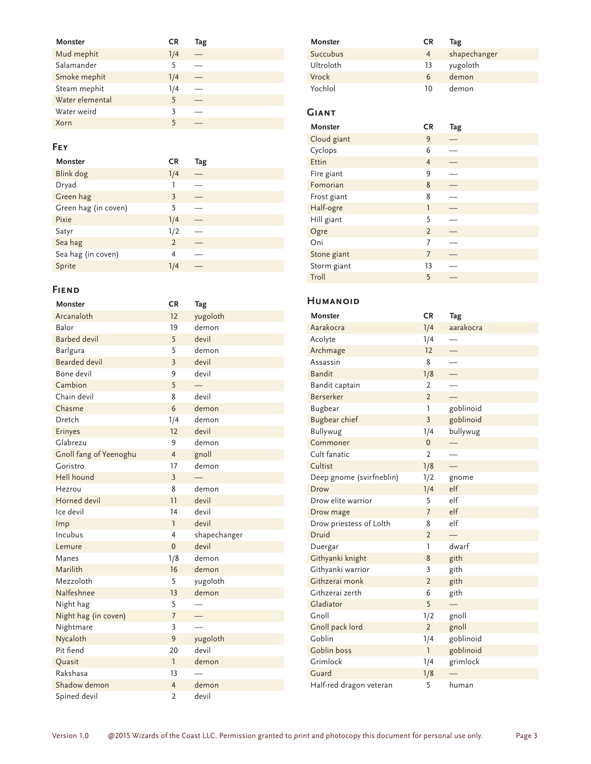| Monster | CR | Tag |
| --- | --- | --- |
| Mud mephit | 1/4 | — |
| Salamander | 5 | — |
| Smoke mephit | 1/4 | — |
| Steam mephit | 1/4 | — |
| Water elemental | 5 | — |
| Water weird | 3 | — |
| Xorn | 5 | — |

## Fey

| Monster | CR | Tag |
| --- | --- | --- |
| Blink dog | 1/4 | — |
| Dryad | 1 | — |
| Green hag | 3 | — |
| Green hag (in coven) | 5 | — |
| Pixie | 1/4 | — |
| Satyr | 1/2 | — |
| Sea hag | 2 | — |
| Sea hag (in coven) | 4 | — |
| Sprite | 1/4 | — |

## Fiend

| Monster | CR | Tag |
| --- | --- | --- |
| Arcanaloth | 12 | yugoloth |
| Balor | 19 | demon |
| Barbed devil | 5 | devil |
| Barlgura | 5 | demon |
| Bearded devil | 3 | devil |
| Bone devil | 9 | devil |
| Cambion | 5 | — |
| Chain devil | 8 | devil |
| Chasme | 6 | demon |
| Dretch | 1/4 | demon |
| Erinyes | 12 | devil |
| Glabrezu | 9 | demon |
| Gnoll fang of Yeenoghu | 4 | gnoll |
| Goristro | 17 | demon |
| Hell hound | 3 | — |
| Hezrou | 8 | demon |
| Horned devil | 11 | devil |
| Ice devil | 14 | devil |
| Imp | 1 | devil |
| Incubus | 4 | shapechanger |
| Lemure | 0 | devil |
| Manes | 1/8 | demon |
| Marilith | 16 | demon |
| Mezzoloth | 5 | yugoloth |
| Nalfeshnee | 13 | demon |
| Night hag | 5 | — |
| Night hag (in coven) | 7 | — |
| Nightmare | 3 | — |
| Nycaloth | 9 | yugoloth |
| Pit fiend | 20 | devil |
| Quasit | 1 | demon |
| Rakshasa | 13 | — |
| Shadow demon | 4 | demon |
| Spined devil | 2 | devil |
| Succubus | 4 | shapechanger |
| Ultroloth | 13 | yugoloth |
| Vrock | 6 | demon |
| Yochlol | 10 | demon |

## Giant

| Monster | CR | Tag |
| --- | --- | --- |
| Cloud giant | 9 | — |
| Cyclops | 6 | — |
| Ettin | 4 | — |
| Fire giant | 9 | — |
| Fomorian | 8 | — |
| Frost giant | 8 | — |
| Half-ogre | 1 | — |
| Hill giant | 5 | — |
| Ogre | 2 | — |
| Oni | 7 | — |
| Stone giant | 7 | — |
| Storm giant | 13 | — |
| Troll | 5 | — |

## Humanoid

| Monster | CR | Tag |
| --- | --- | --- |
| Aarakocra | 1/4 | aarakocra |
| Acolyte | 1/4 | — |
| Archmage | 12 | — |
| Assassin | 8 | — |
| Bandit | 1/8 | — |
| Bandit captain | 2 | — |
| Berserker | 2 | — |
| Bugbear | 1 | goblinoid |
| Bugbear chief | 3 | goblinoid |
| Bullywug | 1/4 | bullywug |
| Commoner | 0 | — |
| Cult fanatic | 2 | — |
| Cultist | 1/8 | — |
| Deep gnome (svirfneblin) | 1/2 | gnome |
| Drow | 1/4 | elf |
| Drow elite warrior | 5 | elf |
| Drow mage | 7 | elf |
| Drow priestess of Lolth | 8 | elf |
| Druid | 2 | — |
| Duergar | 1 | dwarf |
| Githyanki knight | 8 | gith |
| Githyanki warrior | 3 | gith |
| Githzerai monk | 2 | gith |
| Githzerai zerth | 6 | gith |
| Gladiator | 5 | — |
| Gnoll | 1/2 | gnoll |
| Gnoll pack lord | 2 | gnoll |
| Goblin | 1/4 | goblinoid |
| Goblin boss | 1 | goblinoid |
| Grimlock | 1/4 | grimlock |
| Guard | 1/8 | — |
| Half-red dragon veteran | 5 | human |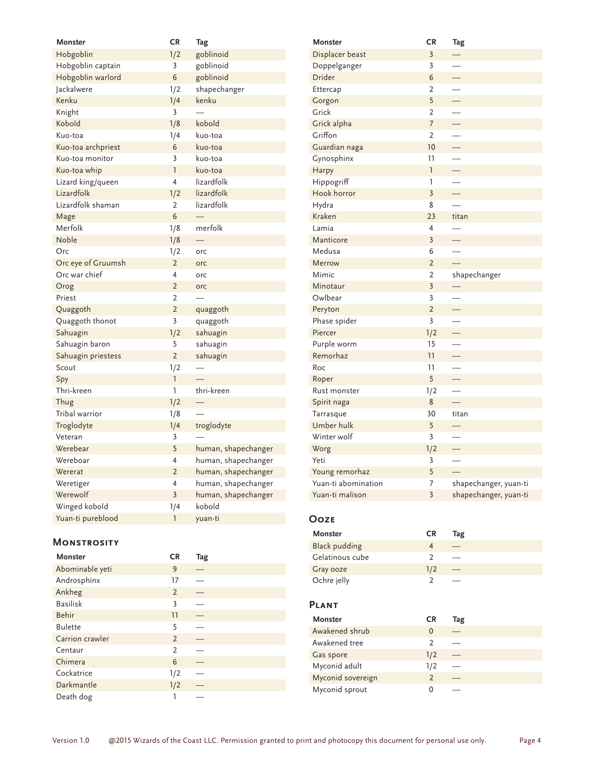| Monster | CR | Tag |
|---|---|---|
| Hobgoblin | 1/2 | goblinoid |
| Hobgoblin captain | 3 | goblinoid |
| Hobgoblin warlord | 6 | goblinoid |
| Jackalwere | 1/2 | shapechanger |
| Kenku | 1/4 | kenku |
| Knight | 3 | — |
| Kobold | 1/8 | kobold |
| Kuo-toa | 1/4 | kuo-toa |
| Kuo-toa archpriest | 6 | kuo-toa |
| Kuo-toa monitor | 3 | kuo-toa |
| Kuo-toa whip | 1 | kuo-toa |
| Lizard king/queen | 4 | lizardfolk |
| Lizardfolk | 1/2 | lizardfolk |
| Lizardfolk shaman | 2 | lizardfolk |
| Mage | 6 | — |
| Merfolk | 1/8 | merfolk |
| Noble | 1/8 | — |
| Orc | 1/2 | orc |
| Orc eye of Gruumsh | 2 | orc |
| Orc war chief | 4 | orc |
| Orog | 2 | orc |
| Priest | 2 | — |
| Quaggoth | 2 | quaggoth |
| Quaggoth thonot | 3 | quaggoth |
| Sahuagin | 1/2 | sahuagin |
| Sahuagin baron | 5 | sahuagin |
| Sahuagin priestess | 2 | sahuagin |
| Scout | 1/2 | — |
| Spy | 1 | — |
| Thri-kreen | 1 | thri-kreen |
| Thug | 1/2 | — |
| Tribal warrior | 1/8 | — |
| Troglodyte | 1/4 | troglodyte |
| Veteran | 3 | — |
| Werebear | 5 | human, shapechanger |
| Wereboar | 4 | human, shapechanger |
| Wererat | 2 | human, shapechanger |
| Weretiger | 4 | human, shapechanger |
| Werewolf | 3 | human, shapechanger |
| Winged kobold | 1/4 | kobold |
| Yuan-ti pureblood | 1 | yuan-ti |

## Monstrosity

| Monster | CR | Tag |
|---|---|---|
| Abominable yeti | 9 | — |
| Androsphinx | 17 | — |
| Ankheg | 2 | — |
| Basilisk | 3 | — |
| Behir | 11 | — |
| Bulette | 5 | — |
| Carrion crawler | 2 | — |
| Centaur | 2 | — |
| Chimera | 6 | — |
| Cockatrice | 1/2 | — |
| Darkmantle | 1/2 | — |
| Death dog | 1 | — |
| Displacer beast | 3 | — |
| Doppelganger | 3 | — |
| Drider | 6 | — |
| Ettercap | 2 | — |
| Gorgon | 5 | — |
| Grick | 2 | — |
| Grick alpha | 7 | — |
| Griffon | 2 | — |
| Guardian naga | 10 | — |
| Gynosphinx | 11 | — |
| Harpy | 1 | — |
| Hippogriff | 1 | — |
| Hook horror | 3 | — |
| Hydra | 8 | — |
| Kraken | 23 | titan |
| Lamia | 4 | — |
| Manticore | 3 | — |
| Medusa | 6 | — |
| Merrow | 2 | — |
| Mimic | 2 | shapechanger |
| Minotaur | 3 | — |
| Owlbear | 3 | — |
| Peryton | 2 | — |
| Phase spider | 3 | — |
| Piercer | 1/2 | — |
| Purple worm | 15 | — |
| Remorhaz | 11 | — |
| Roc | 11 | — |
| Roper | 5 | — |
| Rust monster | 1/2 | — |
| Spirit naga | 8 | — |
| Tarrasque | 30 | titan |
| Umber hulk | 5 | — |
| Winter wolf | 3 | — |
| Worg | 1/2 | — |
| Yeti | 3 | — |
| Young remorhaz | 5 | — |
| Yuan-ti abomination | 7 | shapechanger, yuan-ti |
| Yuan-ti malison | 3 | shapechanger, yuan-ti |

## Ooze

| Monster | CR | Tag |
|---|---|---|
| Black pudding | 4 | — |
| Gelatinous cube | 2 | — |
| Gray ooze | 1/2 | — |
| Ochre jelly | 2 | — |

## Plant

| Monster | CR | Tag |
|---|---|---|
| Awakened shrub | 0 | — |
| Awakened tree | 2 | — |
| Gas spore | 1/2 | — |
| Myconid adult | 1/2 | — |
| Myconid sovereign | 2 | — |
| Myconid sprout | 0 | — |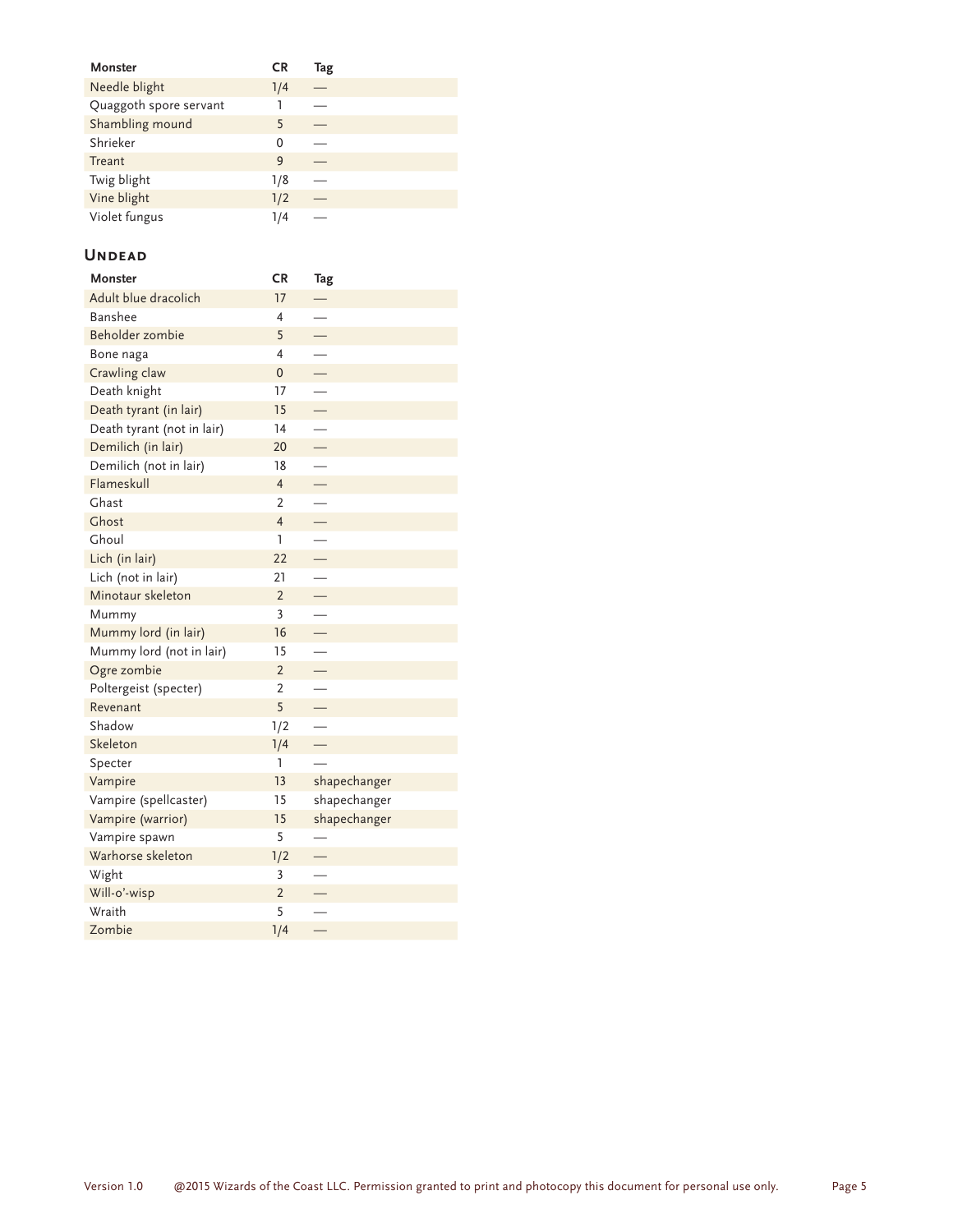| Monster | CR | Tag |
|---|---|---|
| Needle blight | 1/4 | — |
| Quaggoth spore servant | 1 | — |
| Shambling mound | 5 | — |
| Shrieker | 0 | — |
| Treant | 9 | — |
| Twig blight | 1/8 | — |
| Vine blight | 1/2 | — |
| Violet fungus | 1/4 | — |

### Undead

| Monster | CR | Tag |
|---|---|---|
| Adult blue dracolich | 17 | — |
| Banshee | 4 | — |
| Beholder zombie | 5 | — |
| Bone naga | 4 | — |
| Crawling claw | 0 | — |
| Death knight | 17 | — |
| Death tyrant (in lair) | 15 | — |
| Death tyrant (not in lair) | 14 | — |
| Demilich (in lair) | 20 | — |
| Demilich (not in lair) | 18 | — |
| Flameskull | 4 | — |
| Ghast | 2 | — |
| Ghost | 4 | — |
| Ghoul | 1 | — |
| Lich (in lair) | 22 | — |
| Lich (not in lair) | 21 | — |
| Minotaur skeleton | 2 | — |
| Mummy | 3 | — |
| Mummy lord (in lair) | 16 | — |
| Mummy lord (not in lair) | 15 | — |
| Ogre zombie | 2 | — |
| Poltergeist (specter) | 2 | — |
| Revenant | 5 | — |
| Shadow | 1/2 | — |
| Skeleton | 1/4 | — |
| Specter | 1 | — |
| Vampire | 13 | shapechanger |
| Vampire (spellcaster) | 15 | shapechanger |
| Vampire (warrior) | 15 | shapechanger |
| Vampire spawn | 5 | — |
| Warhorse skeleton | 1/2 | — |
| Wight | 3 | — |
| Will-o'-wisp | 2 | — |
| Wraith | 5 | — |
| Zombie | 1/4 | — |

Version 1.0 @2015 Wizards of the Coast LLC. Permission granted to print and photocopy this document for personal use only.